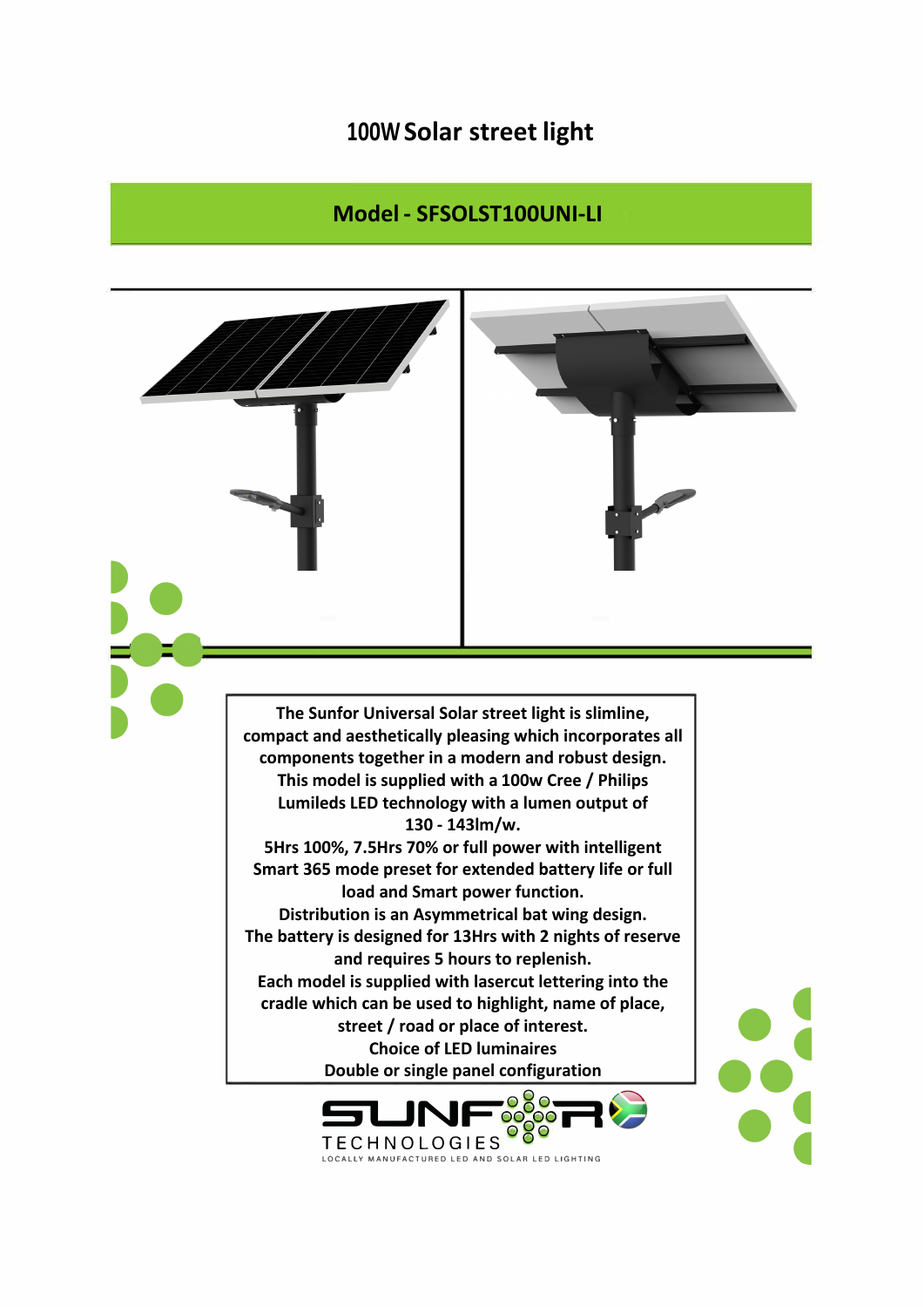# 100W Solar street light

## Model - SFSOLST100UNI-LI

The Sunfor Universal Solar street light is slimline, compact and aesthetically pleasing which incorporates all components together in a modern and robust design.
This model is supplied with a 100w Cree / Philips Lumileds LED technology with a lumen output of 130 - 143lm/w.
5Hrs 100%, 7.5Hrs 70% or full power with intelligent Smart 365 mode preset for extended battery life or full load and Smart power function.
Distribution is an Asymmetrical bat wing design.
The battery is designed for 13Hrs with 2 nights of reserve and requires 5 hours to replenish.
Each model is supplied with lasercut lettering into the cradle which can be used to highlight, name of place, street / road or place of interest.
Choice of LED luminaires
Double or single panel configuration

SUNFOR TECHNOLOGIES
LOCALLY MANUFACTURED LED AND SOLAR LED LIGHTING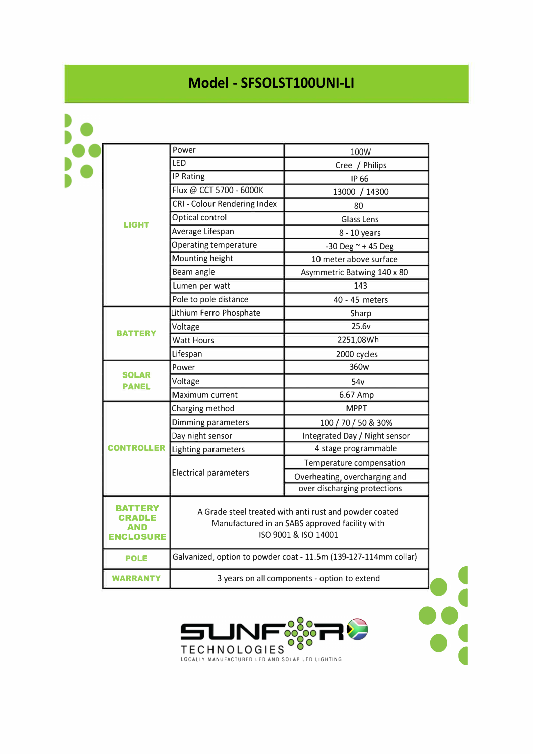# Model - SFSOLST100UNI-LI

| | | |
|---|---|---|
| **LIGHT** | Power | 100W |
| | LED | Cree / Philips |
| | IP Rating | IP 66 |
| | Flux @ CCT 5700 - 6000K | 13000 / 14300 |
| | CRI - Colour Rendering Index | 80 |
| | Optical control | Glass Lens |
| | Average Lifespan | 8 - 10 years |
| | Operating temperature | -30 Deg ~ + 45 Deg |
| | Mounting height | 10 meter above surface |
| | Beam angle | Asymmetric Batwing 140 x 80 |
| | Lumen per watt | 143 |
| | Pole to pole distance | 40 - 45 meters |
| **BATTERY** | Lithium Ferro Phosphate | Sharp |
| | Voltage | 25.6v |
| | Watt Hours | 2251,08Wh |
| | Lifespan | 2000 cycles |
| **SOLAR PANEL** | Power | 360w |
| | Voltage | 54v |
| | Maximum current | 6.67 Amp |
| **CONTROLLER** | Charging method | MPPT |
| | Dimming parameters | 100 / 70 / 50 & 30% |
| | Day night sensor | Integrated Day / Night sensor |
| | Lighting parameters | 4 stage programmable |
| | Electrical parameters | Temperature compensation |
| | | Overheating, overcharging and over discharging protections |
| **BATTERY CRADLE AND ENCLOSURE** | A Grade steel treated with anti rust and powder coated<br>Manufactured in an SABS approved facility with<br>ISO 9001 & ISO 14001 | |
| **POLE** | Galvanized, option to powder coat - 11.5m (139-127-114mm collar) | |
| **WARRANTY** | 3 years on all components - option to extend | |

SUNFOR TECHNOLOGIES

LOCALLY MANUFACTURED LED AND SOLAR LED LIGHTING